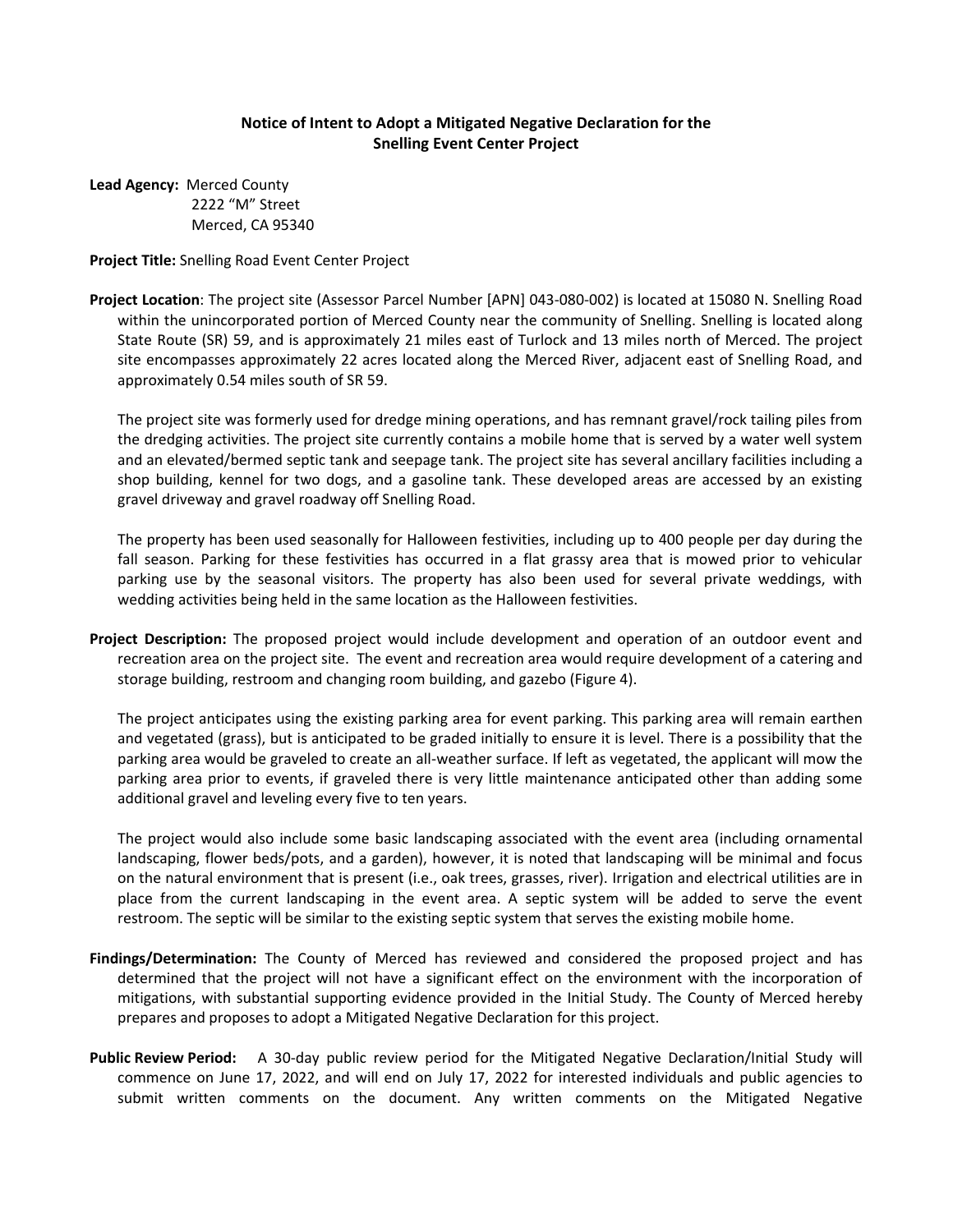# Notice of Intent to Adopt a Mitigated Negative Declaration for the Snelling Event Center Project

**Lead Agency:** Merced County
2222 "M" Street
Merced, CA 95340

**Project Title:** Snelling Road Event Center Project

**Project Location**: The project site (Assessor Parcel Number [APN] 043-080-002) is located at 15080 N. Snelling Road within the unincorporated portion of Merced County near the community of Snelling. Snelling is located along State Route (SR) 59, and is approximately 21 miles east of Turlock and 13 miles north of Merced. The project site encompasses approximately 22 acres located along the Merced River, adjacent east of Snelling Road, and approximately 0.54 miles south of SR 59.

The project site was formerly used for dredge mining operations, and has remnant gravel/rock tailing piles from the dredging activities. The project site currently contains a mobile home that is served by a water well system and an elevated/bermed septic tank and seepage tank. The project site has several ancillary facilities including a shop building, kennel for two dogs, and a gasoline tank. These developed areas are accessed by an existing gravel driveway and gravel roadway off Snelling Road.

The property has been used seasonally for Halloween festivities, including up to 400 people per day during the fall season. Parking for these festivities has occurred in a flat grassy area that is mowed prior to vehicular parking use by the seasonal visitors. The property has also been used for several private weddings, with wedding activities being held in the same location as the Halloween festivities.

**Project Description:** The proposed project would include development and operation of an outdoor event and recreation area on the project site. The event and recreation area would require development of a catering and storage building, restroom and changing room building, and gazebo (Figure 4).

The project anticipates using the existing parking area for event parking. This parking area will remain earthen and vegetated (grass), but is anticipated to be graded initially to ensure it is level. There is a possibility that the parking area would be graveled to create an all-weather surface. If left as vegetated, the applicant will mow the parking area prior to events, if graveled there is very little maintenance anticipated other than adding some additional gravel and leveling every five to ten years.

The project would also include some basic landscaping associated with the event area (including ornamental landscaping, flower beds/pots, and a garden), however, it is noted that landscaping will be minimal and focus on the natural environment that is present (i.e., oak trees, grasses, river). Irrigation and electrical utilities are in place from the current landscaping in the event area. A septic system will be added to serve the event restroom. The septic will be similar to the existing septic system that serves the existing mobile home.

**Findings/Determination:** The County of Merced has reviewed and considered the proposed project and has determined that the project will not have a significant effect on the environment with the incorporation of mitigations, with substantial supporting evidence provided in the Initial Study. The County of Merced hereby prepares and proposes to adopt a Mitigated Negative Declaration for this project.

**Public Review Period:** A 30-day public review period for the Mitigated Negative Declaration/Initial Study will commence on June 17, 2022, and will end on July 17, 2022 for interested individuals and public agencies to submit written comments on the document. Any written comments on the Mitigated Negative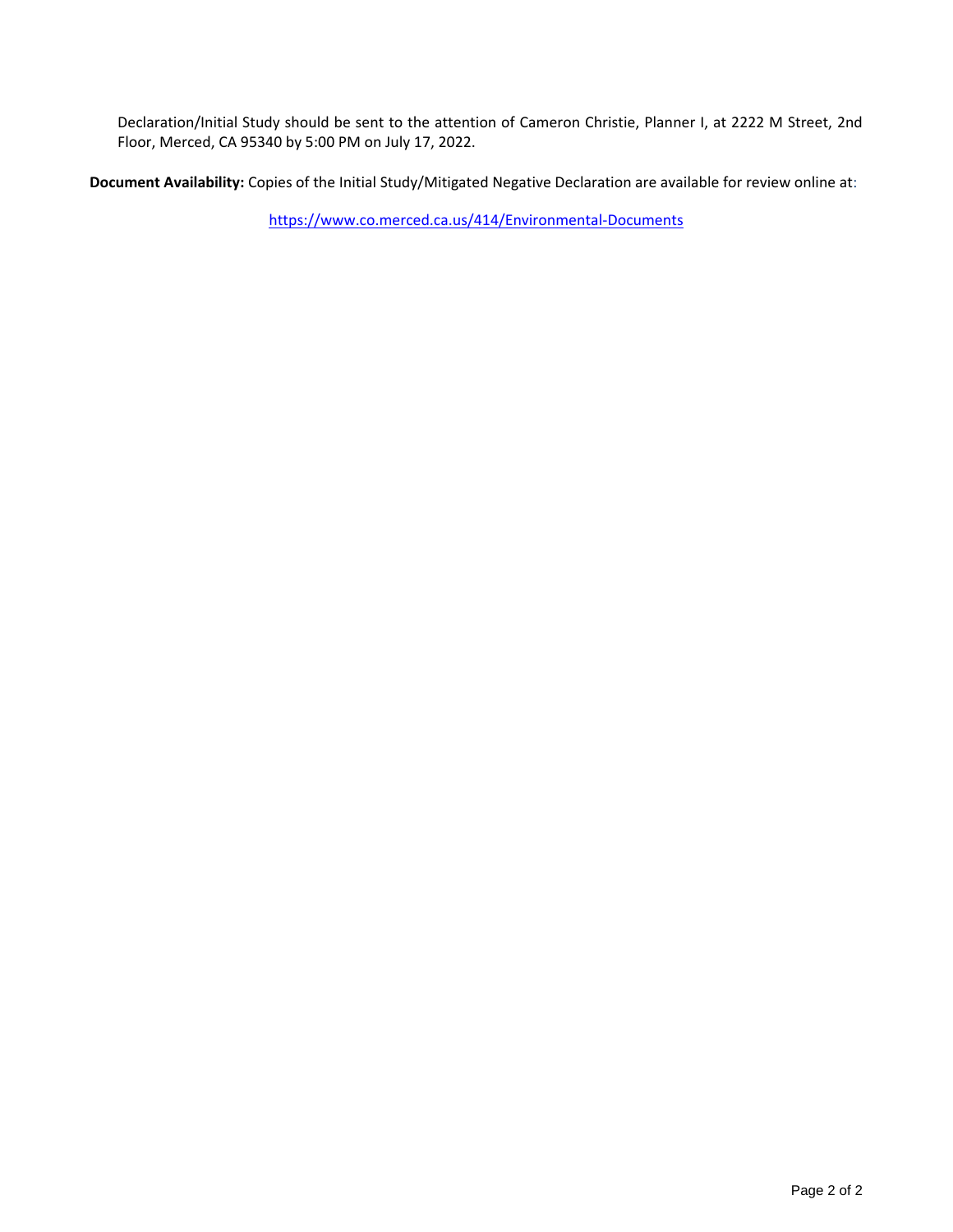Declaration/Initial Study should be sent to the attention of Cameron Christie, Planner I, at 2222 M Street, 2nd Floor, Merced, CA 95340 by 5:00 PM on July 17, 2022.

**Document Availability:** Copies of the Initial Study/Mitigated Negative Declaration are available for review online at:

https://www.co.merced.ca.us/414/Environmental-Documents